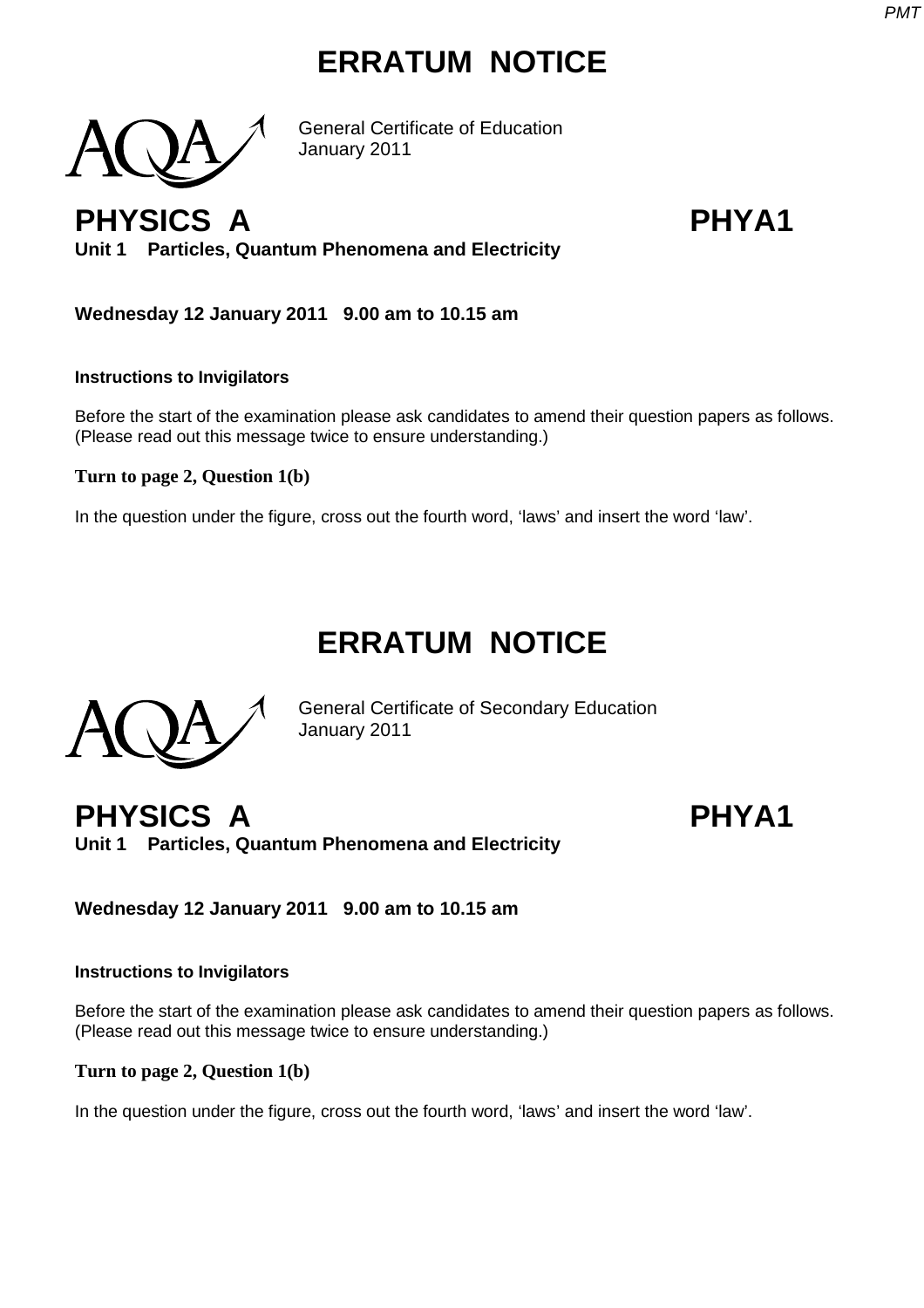# ERRATUM NOTICE

AQA

General Certificate of Education
January 2011

## PHYSICS A PHYA1

**Unit 1 Particles, Quantum Phenomena and Electricity**

**Wednesday 12 January 2011 9.00 am to 10.15 am**

**Instructions to Invigilators**

Before the start of the examination please ask candidates to amend their question papers as follows. (Please read out this message twice to ensure understanding.)

**Turn to page 2, Question 1(b)**

In the question under the figure, cross out the fourth word, 'laws' and insert the word 'law'.

# ERRATUM NOTICE

AQA

General Certificate of Secondary Education
January 2011

## PHYSICS A PHYA1

**Unit 1 Particles, Quantum Phenomena and Electricity**

**Wednesday 12 January 2011 9.00 am to 10.15 am**

**Instructions to Invigilators**

Before the start of the examination please ask candidates to amend their question papers as follows. (Please read out this message twice to ensure understanding.)

**Turn to page 2, Question 1(b)**

In the question under the figure, cross out the fourth word, 'laws' and insert the word 'law'.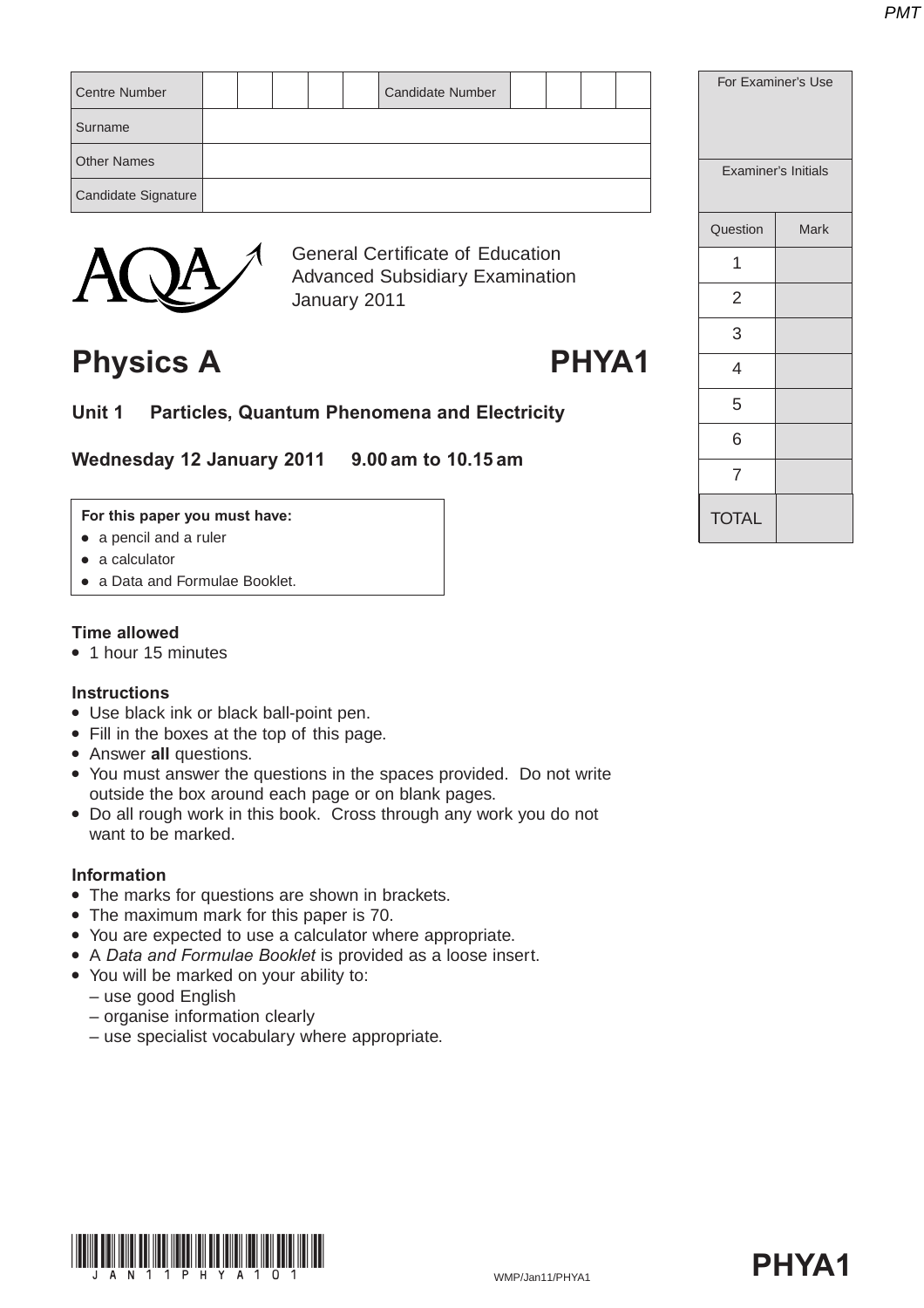| Centre Number | | | | | | Candidate Number | | | | |
|---|---|---|---|---|---|---|---|---|---|---|
| Surname | | | | | | | | | | |
| Other Names | | | | | | | | | | |
| Candidate Signature | | | | | | | | | | |

| For Examiner's Use | |
|---|---|
| Examiner's Initials | |
| Question | Mark |
| 1 | |
| 2 | |
| 3 | |
| 4 | |
| 5 | |
| 6 | |
| 7 | |
| TOTAL | |

General Certificate of Education
Advanced Subsidiary Examination
January 2011

# Physics A PHYA1

## Unit 1 Particles, Quantum Phenomena and Electricity

**Wednesday 12 January 2011 9.00 am to 10.15 am**

**For this paper you must have:**
- a pencil and a ruler
- a calculator
- a Data and Formulae Booklet.

**Time allowed**
- 1 hour 15 minutes

**Instructions**
- Use black ink or black ball-point pen.
- Fill in the boxes at the top of this page.
- Answer **all** questions.
- You must answer the questions in the spaces provided. Do not write outside the box around each page or on blank pages.
- Do all rough work in this book. Cross through any work you do not want to be marked.

**Information**
- The marks for questions are shown in brackets.
- The maximum mark for this paper is 70.
- You are expected to use a calculator where appropriate.
- A *Data and Formulae Booklet* is provided as a loose insert.
- You will be marked on your ability to:
  - use good English
  - organise information clearly
  - use specialist vocabulary where appropriate.

WMP/Jan11/PHYA1

**PHYA1**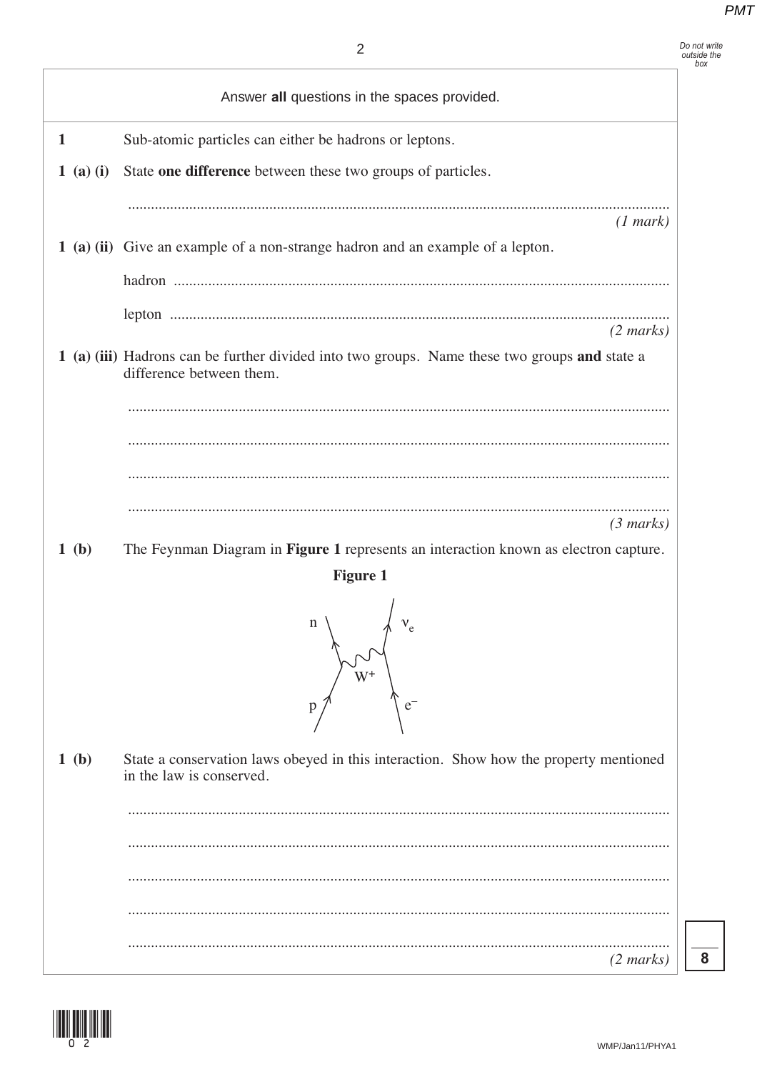Answer **all** questions in the spaces provided.

**1** Sub-atomic particles can either be hadrons or leptons.

**1 (a) (i)** State **one difference** between these two groups of particles.

.............................................................................................................................................

*(1 mark)*

**1 (a) (ii)** Give an example of a non-strange hadron and an example of a lepton.

hadron .............................................................................................................................

lepton ...............................................................................................................................

*(2 marks)*

**1 (a) (iii)** Hadrons can be further divided into two groups. Name these two groups **and** state a difference between them.

.............................................................................................................................................

.............................................................................................................................................

.............................................................................................................................................

.............................................................................................................................................

*(3 marks)*

**1 (b)** The Feynman Diagram in **Figure 1** represents an interaction known as electron capture.

**Figure 1**

n, $\nu_e$, $W^+$, p, $e^-$

**1 (b)** State a conservation laws obeyed in this interaction. Show how the property mentioned in the law is conserved.

.............................................................................................................................................

.............................................................................................................................................

.............................................................................................................................................

.............................................................................................................................................

.............................................................................................................................................

*(2 marks)*

8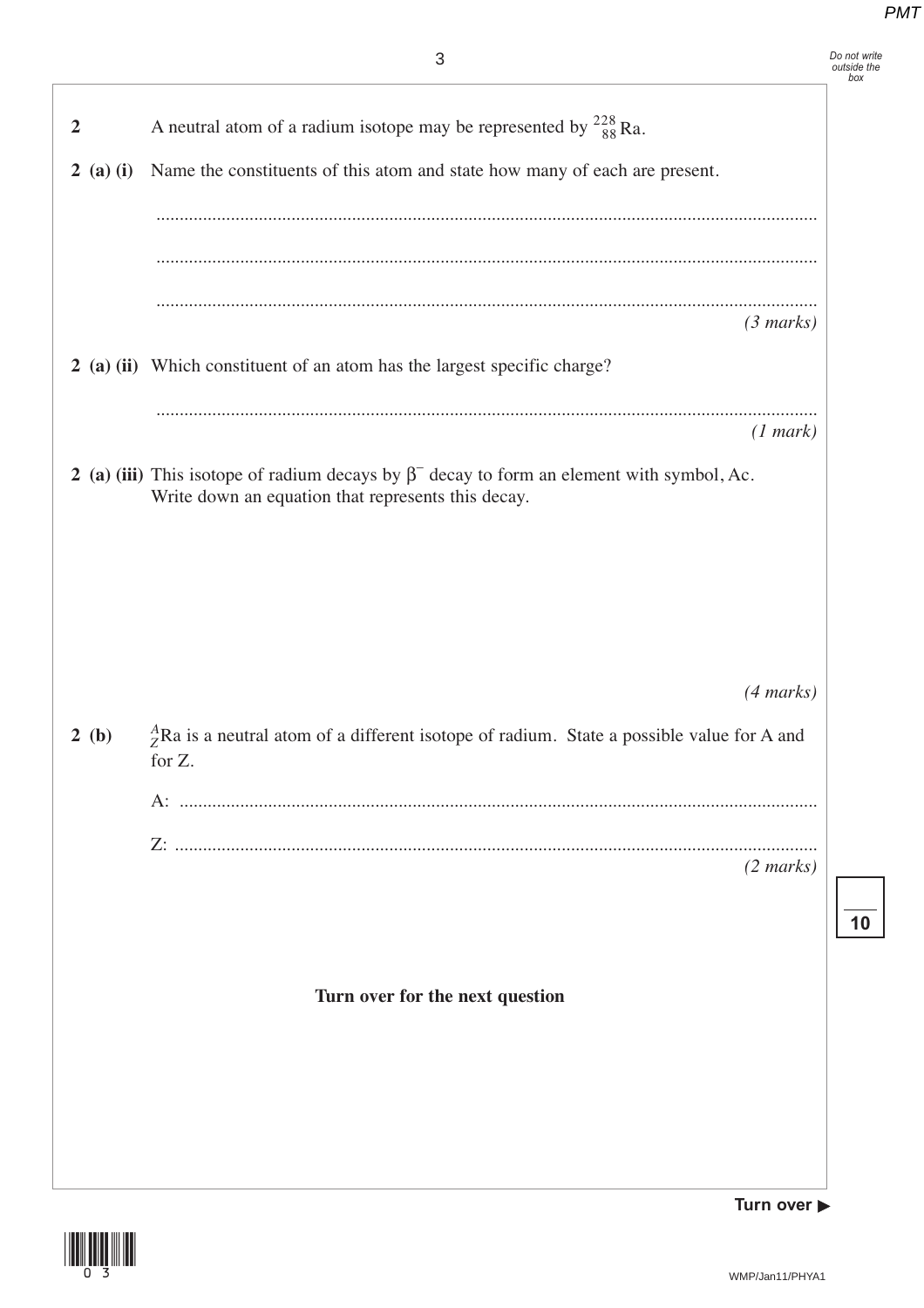**2** A neutral atom of a radium isotope may be represented by $^{228}_{88}\text{Ra}$.

**2 (a) (i)** Name the constituents of this atom and state how many of each are present.

.............................................................................................................................................

.............................................................................................................................................

.............................................................................................................................................

*(3 marks)*

**2 (a) (ii)** Which constituent of an atom has the largest specific charge?

.............................................................................................................................................

*(1 mark)*

**2 (a) (iii)** This isotope of radium decays by $\beta^-$ decay to form an element with symbol, Ac. Write down an equation that represents this decay.

*(4 marks)*

**2 (b)** $^{A}_{Z}\text{Ra}$ is a neutral atom of a different isotope of radium. State a possible value for A and for Z.

A: .........................................................................................................................................

Z: .........................................................................................................................................

*(2 marks)*

**Turn over for the next question**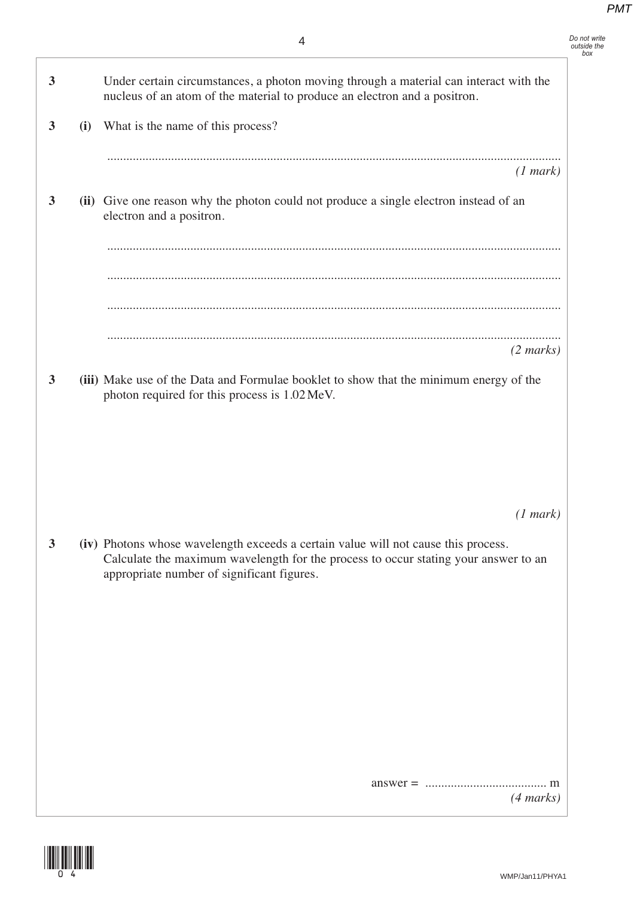**3** Under certain circumstances, a photon moving through a material can interact with the nucleus of an atom of the material to produce an electron and a positron.

**3 (i)** What is the name of this process?

.............................................................................................................................................

*(1 mark)*

**3 (ii)** Give one reason why the photon could not produce a single electron instead of an electron and a positron.

.............................................................................................................................................

.............................................................................................................................................

.............................................................................................................................................

.............................................................................................................................................

*(2 marks)*

**3 (iii)** Make use of the Data and Formulae booklet to show that the minimum energy of the photon required for this process is 1.02 MeV.

*(1 mark)*

**3 (iv)** Photons whose wavelength exceeds a certain value will not cause this process. Calculate the maximum wavelength for the process to occur stating your answer to an appropriate number of significant figures.

answer = ...................................... m

*(4 marks)*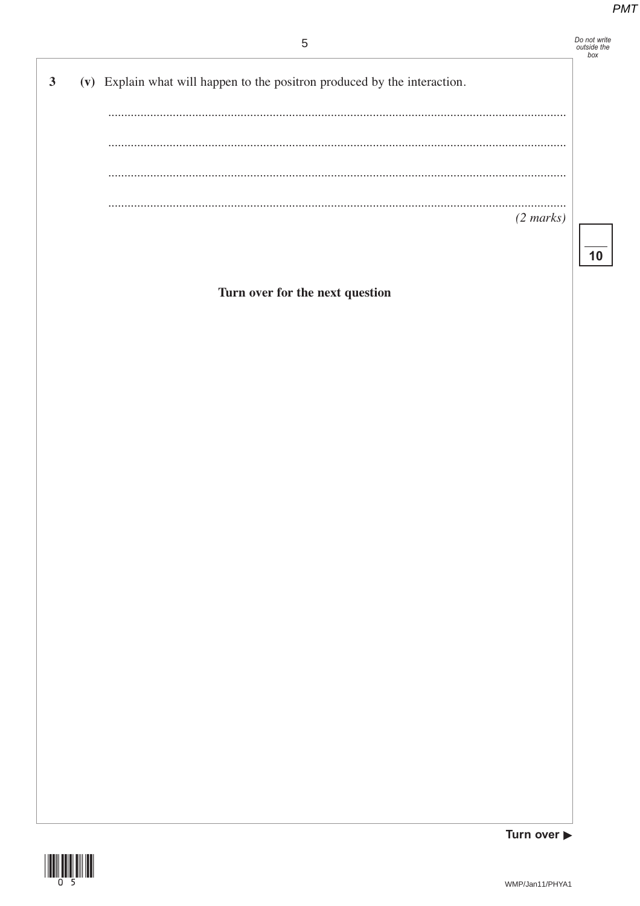**3** **(v)** Explain what will happen to the positron produced by the interaction.

.............................................................................................................................................

.............................................................................................................................................

.............................................................................................................................................

.............................................................................................................................................
*(2 marks)*

**Turn over for the next question**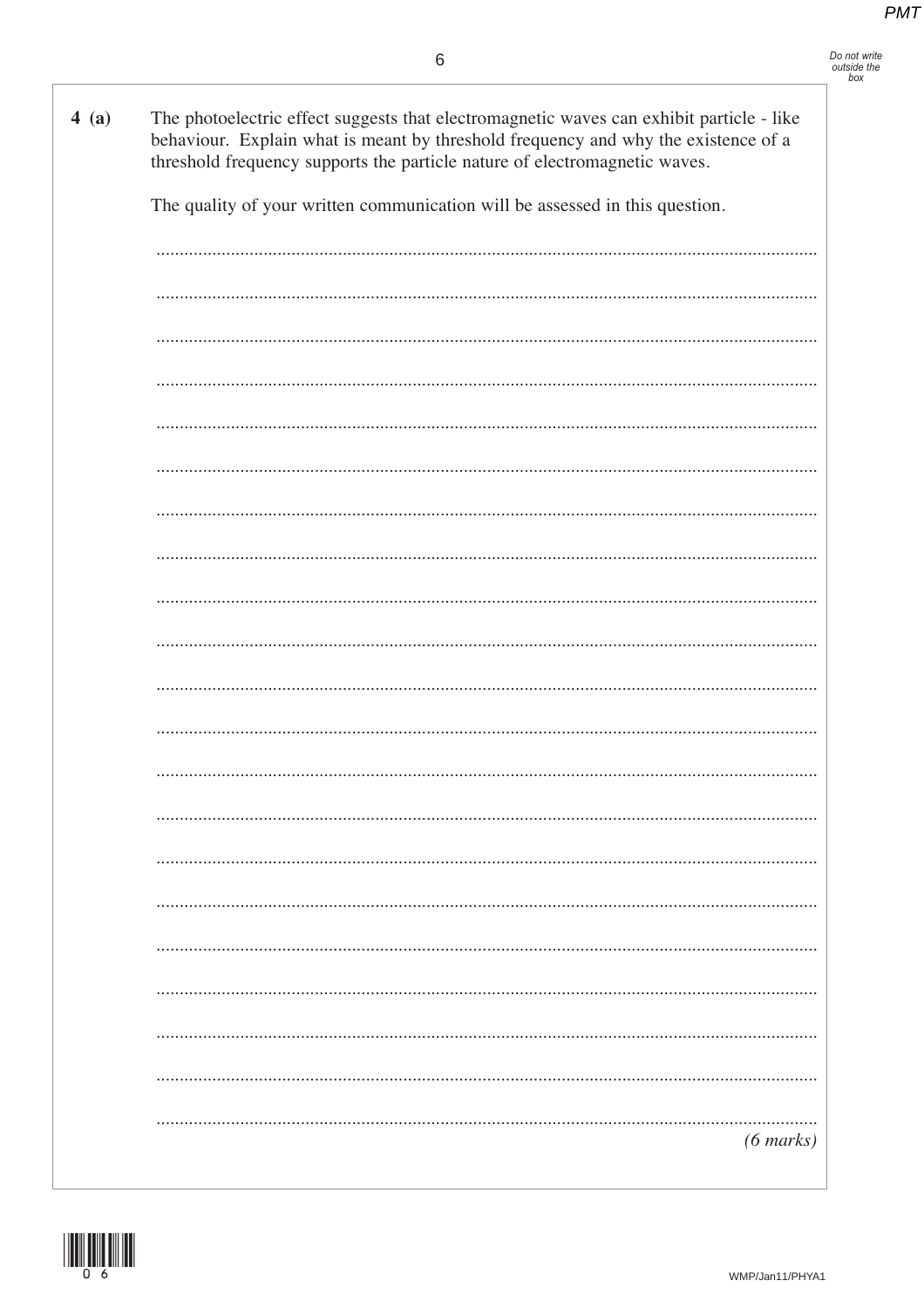**4 (a)** The photoelectric effect suggests that electromagnetic waves can exhibit particle - like behaviour. Explain what is meant by threshold frequency and why the existence of a threshold frequency supports the particle nature of electromagnetic waves.

The quality of your written communication will be assessed in this question.

.............................................................................................................................................

.............................................................................................................................................

.............................................................................................................................................

.............................................................................................................................................

.............................................................................................................................................

.............................................................................................................................................

.............................................................................................................................................

.............................................................................................................................................

.............................................................................................................................................

.............................................................................................................................................

.............................................................................................................................................

.............................................................................................................................................

.............................................................................................................................................

.............................................................................................................................................

.............................................................................................................................................

.............................................................................................................................................

.............................................................................................................................................

.............................................................................................................................................

.............................................................................................................................................

.............................................................................................................................................

.............................................................................................................................................

*(6 marks)*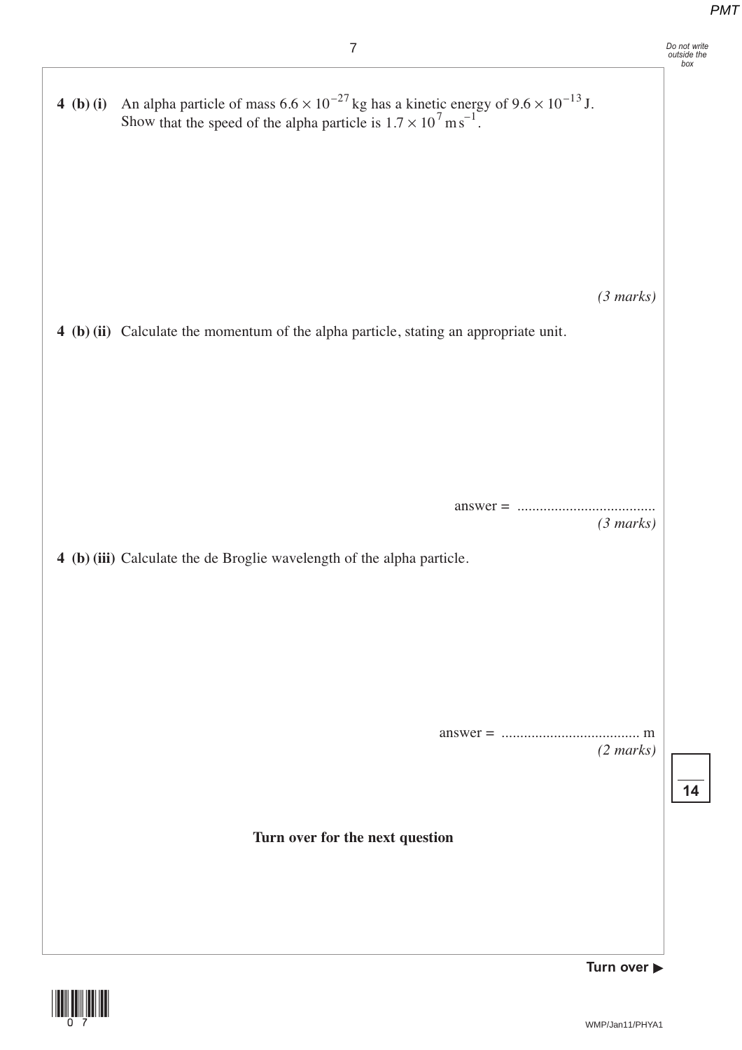**4 (b) (i)** An alpha particle of mass $6.6 \times 10^{-27}$ kg has a kinetic energy of $9.6 \times 10^{-13}$ J. Show that the speed of the alpha particle is $1.7 \times 10^{7}\ \mathrm{m\,s^{-1}}$.

*(3 marks)*

**4 (b) (ii)** Calculate the momentum of the alpha particle, stating an appropriate unit.

answer = ....................................

*(3 marks)*

**4 (b) (iii)** Calculate the de Broglie wavelength of the alpha particle.

answer = .................................... m

*(2 marks)*

**14**

**Turn over for the next question**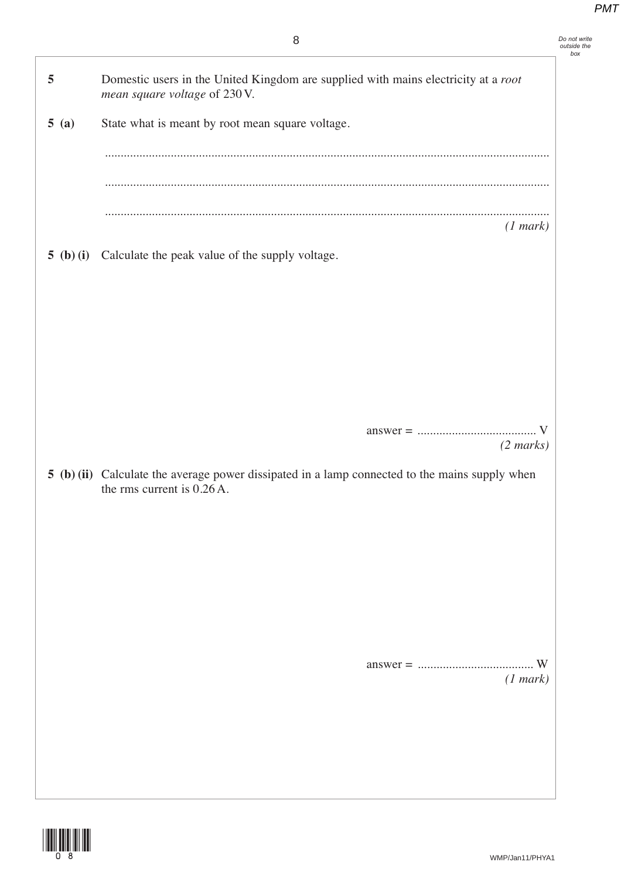**5** Domestic users in the United Kingdom are supplied with mains electricity at a *root mean square voltage* of 230 V.

**5 (a)** State what is meant by root mean square voltage.

............................................................................................................................................

............................................................................................................................................

............................................................................................................................................

*(1 mark)*

**5 (b) (i)** Calculate the peak value of the supply voltage.

answer = ...................................... V

*(2 marks)*

**5 (b) (ii)** Calculate the average power dissipated in a lamp connected to the mains supply when the rms current is 0.26 A.

answer = ...................................... W

*(1 mark)*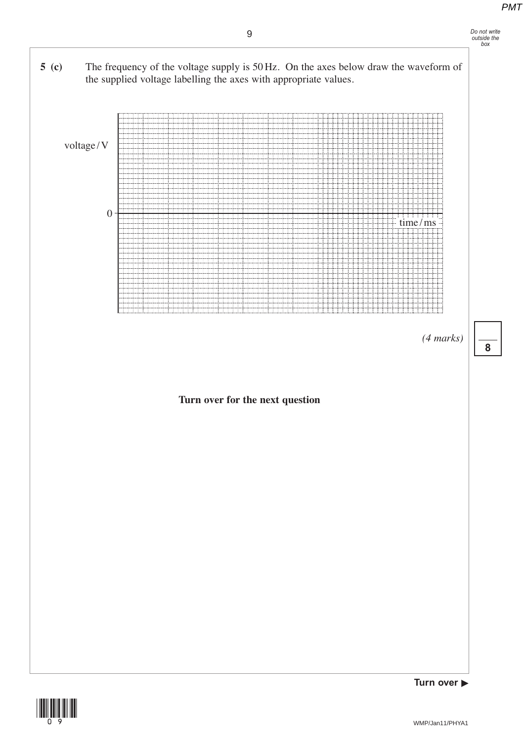**5 (c)** The frequency of the voltage supply is 50 Hz. On the axes below draw the waveform of the supplied voltage labelling the axes with appropriate values.

voltage / V

0

time / ms

*(4 marks)*

**Turn over for the next question**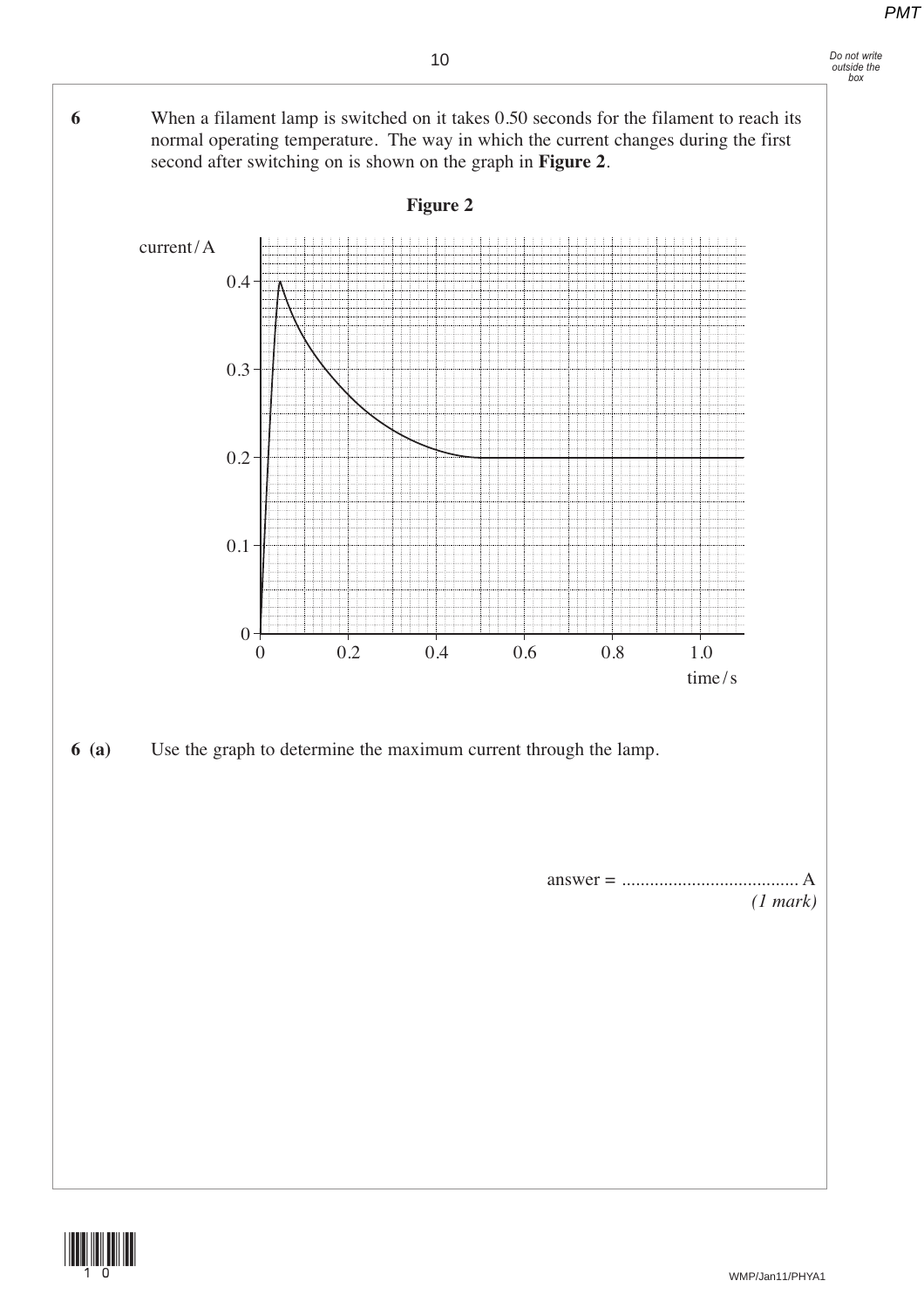**6** When a filament lamp is switched on it takes 0.50 seconds for the filament to reach its normal operating temperature. The way in which the current changes during the first second after switching on is shown on the graph in **Figure 2**.

**Figure 2**

**6 (a)** Use the graph to determine the maximum current through the lamp.

answer = ...................................... A
*(1 mark)*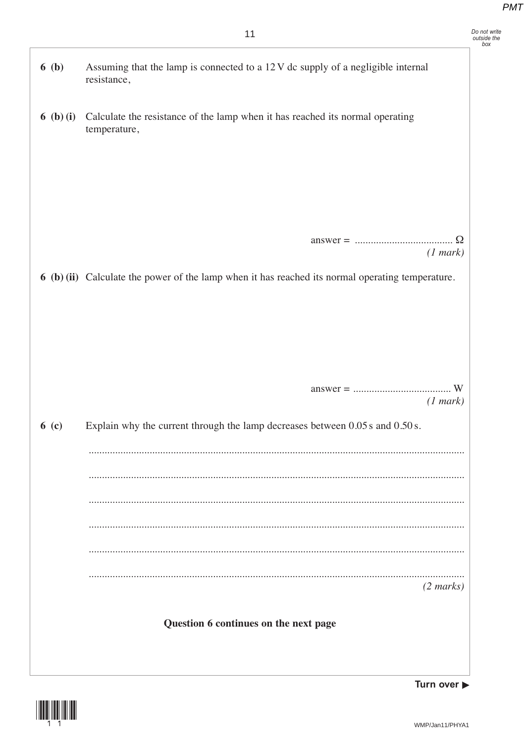**6 (b)** Assuming that the lamp is connected to a 12 V dc supply of a negligible internal resistance,

**6 (b) (i)** Calculate the resistance of the lamp when it has reached its normal operating temperature,

answer = .................................... Ω
*(1 mark)*

**6 (b) (ii)** Calculate the power of the lamp when it has reached its normal operating temperature.

answer = .................................... W
*(1 mark)*

**6 (c)** Explain why the current through the lamp decreases between 0.05 s and 0.50 s.

.............................................................................................................................................

.............................................................................................................................................

.............................................................................................................................................

.............................................................................................................................................

.............................................................................................................................................

.............................................................................................................................................
*(2 marks)*

**Question 6 continues on the next page**

**Turn over ▶**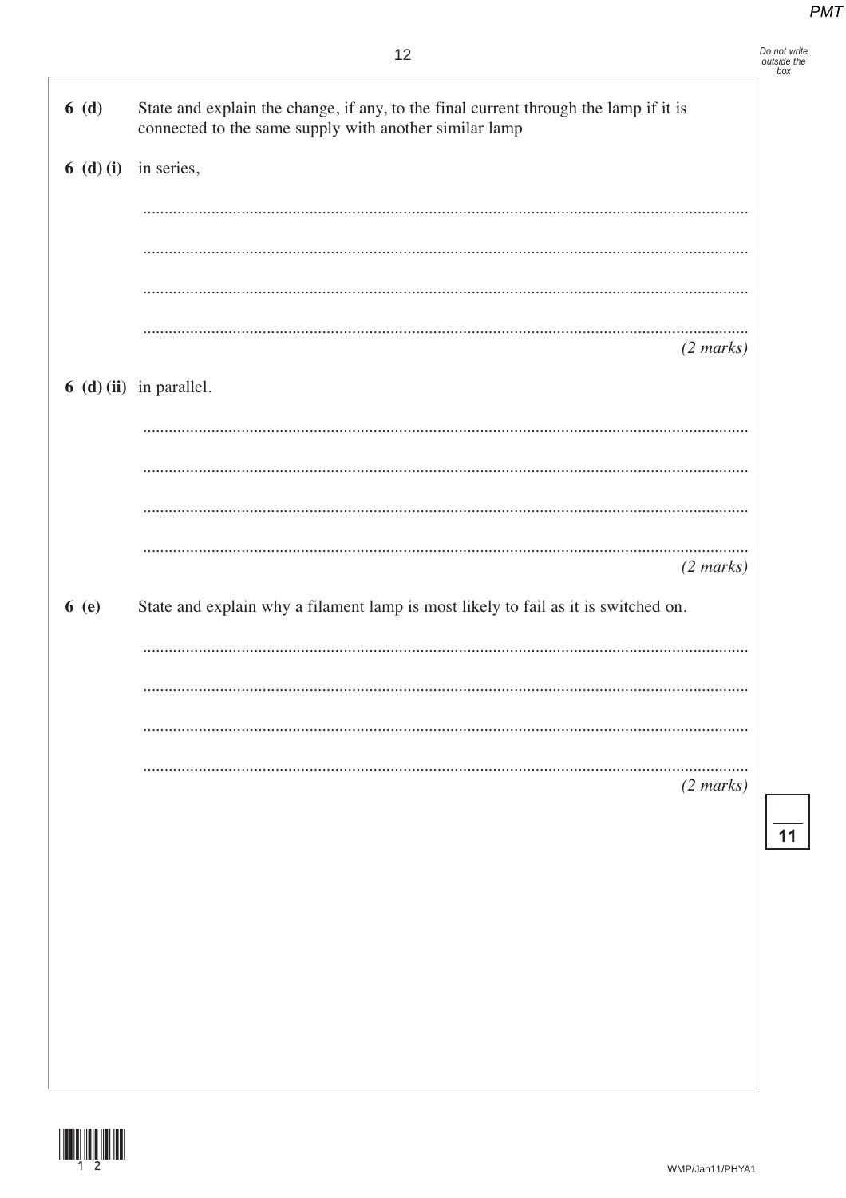**6 (d)** State and explain the change, if any, to the final current through the lamp if it is connected to the same supply with another similar lamp

**6 (d) (i)** in series,

.............................................................................................................................................

.............................................................................................................................................

.............................................................................................................................................

.............................................................................................................................................

*(2 marks)*

**6 (d) (ii)** in parallel.

.............................................................................................................................................

.............................................................................................................................................

.............................................................................................................................................

.............................................................................................................................................

*(2 marks)*

**6 (e)** State and explain why a filament lamp is most likely to fail as it is switched on.

.............................................................................................................................................

.............................................................................................................................................

.............................................................................................................................................

.............................................................................................................................................

*(2 marks)*

11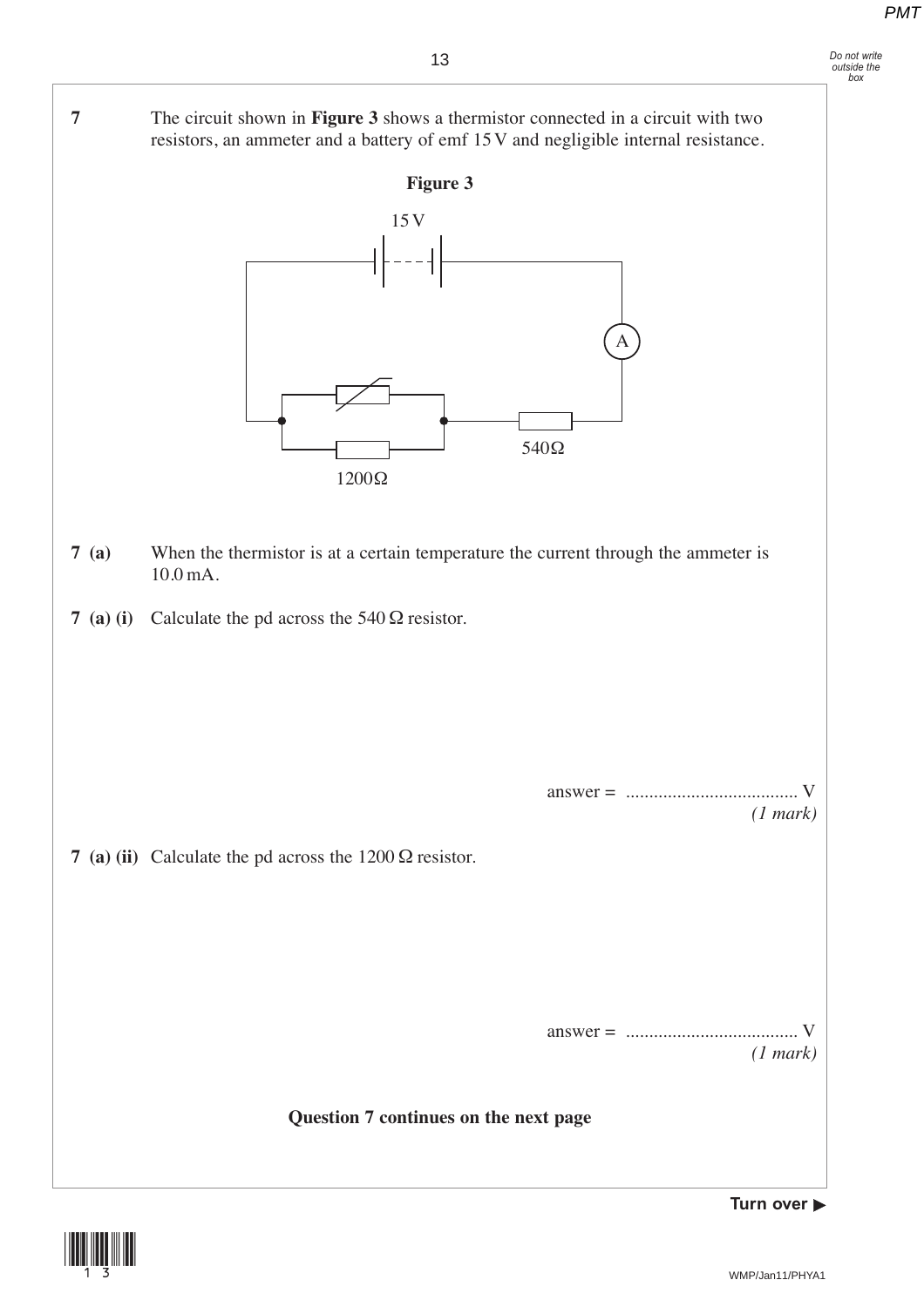**7** The circuit shown in **Figure 3** shows a thermistor connected in a circuit with two resistors, an ammeter and a battery of emf 15 V and negligible internal resistance.

**Figure 3**

**7 (a)** When the thermistor is at a certain temperature the current through the ammeter is 10.0 mA.

**7 (a) (i)** Calculate the pd across the 540 Ω resistor.

answer = ..................................... V
*(1 mark)*

**7 (a) (ii)** Calculate the pd across the 1200 Ω resistor.

answer = ..................................... V
*(1 mark)*

**Question 7 continues on the next page**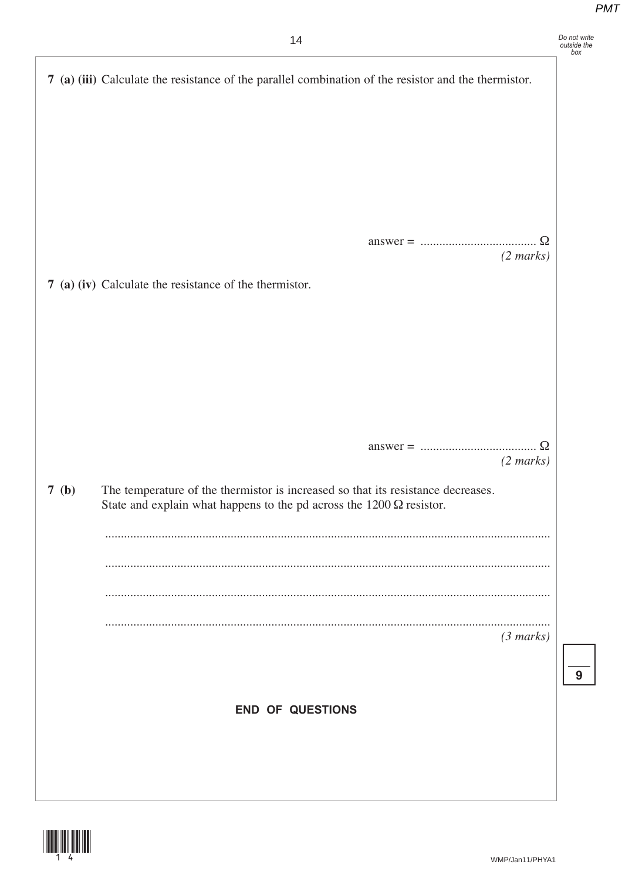**7 (a) (iii)** Calculate the resistance of the parallel combination of the resistor and the thermistor.

answer = .................................... Ω
*(2 marks)*

**7 (a) (iv)** Calculate the resistance of the thermistor.

answer = .................................... Ω
*(2 marks)*

**7 (b)** The temperature of the thermistor is increased so that its resistance decreases. State and explain what happens to the pd across the 1200 Ω resistor.

.............................................................................................................................................

.............................................................................................................................................

.............................................................................................................................................

.............................................................................................................................................
*(3 marks)*

**END OF QUESTIONS**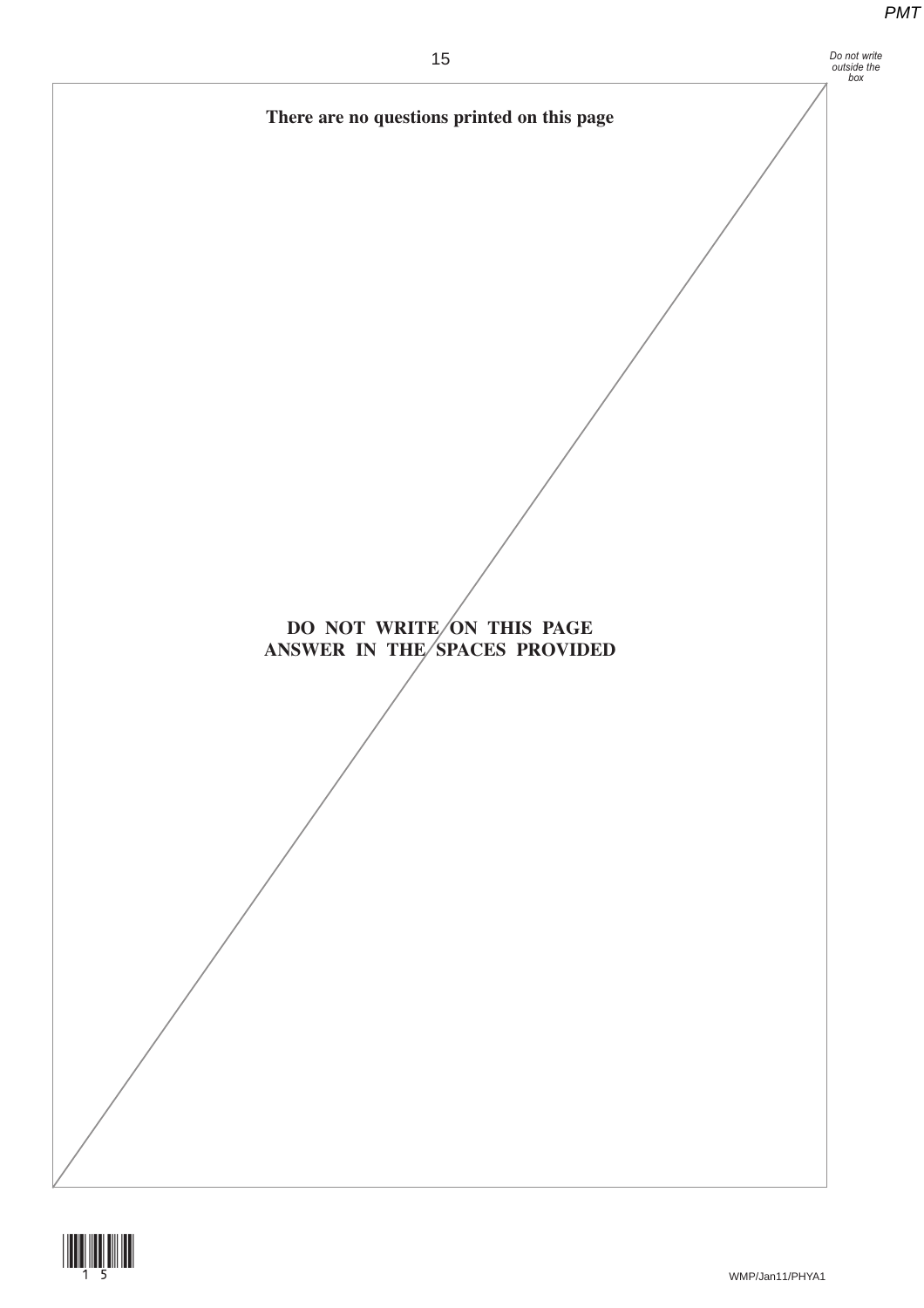**There are no questions printed on this page**

**DO NOT WRITE ON THIS PAGE**
**ANSWER IN THE SPACES PROVIDED**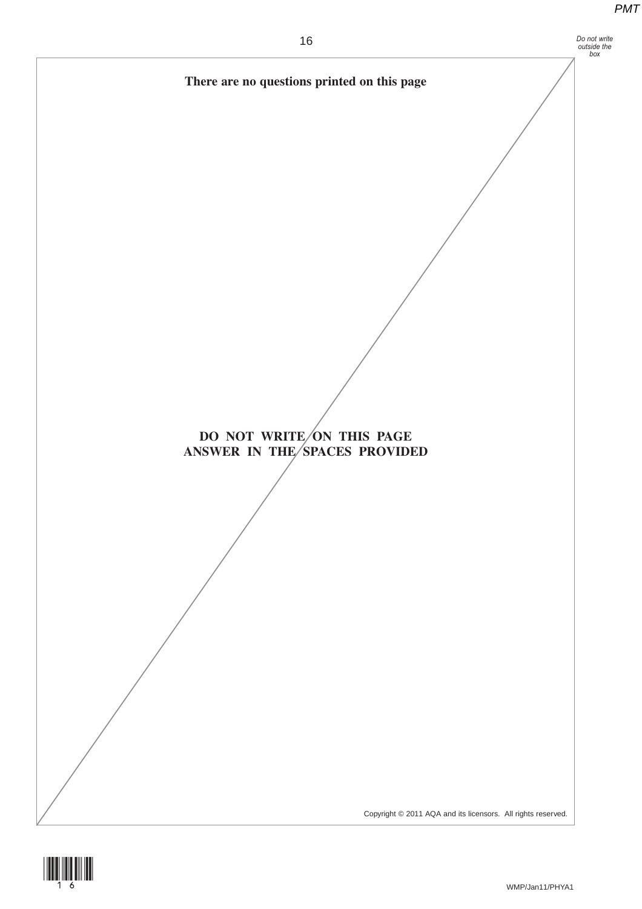**There are no questions printed on this page**

**DO NOT WRITE ON THIS PAGE**
**ANSWER IN THE SPACES PROVIDED**

Copyright © 2011 AQA and its licensors. All rights reserved.